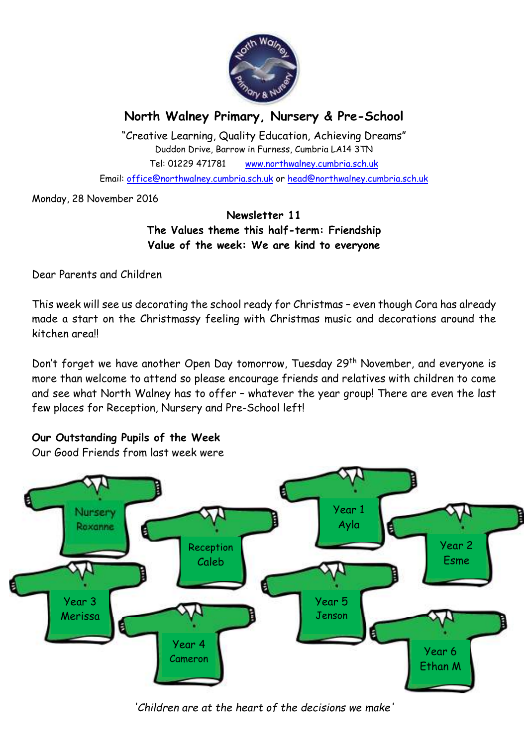# North Walney Primary, Nursery & Pre-School

"Creative Learning, Quality Education, Achieving Dreams"

Duddon Drive, Barrow in Furness, Cumbria LA14 3TN

Tel: 01229 471781 www.northwalney.cumbria.sch.uk

Email: office@northwalney.cumbria.sch.uk or head@northwalney.cumbria.sch.uk

Monday, 28 November 2016

**Newsletter 11**

**The Values theme this half-term: Friendship**

**Value of the week: We are kind to everyone**

Dear Parents and Children

This week will see us decorating the school ready for Christmas – even though Cora has already made a start on the Christmassy feeling with Christmas music and decorations around the kitchen area!!

Don't forget we have another Open Day tomorrow, Tuesday 29th November, and everyone is more than welcome to attend so please encourage friends and relatives with children to come and see what North Walney has to offer – whatever the year group! There are even the last few places for Reception, Nursery and Pre-School left!

**Our Outstanding Pupils of the Week**

Our Good Friends from last week were

Nursery Roxanne

Reception Caleb

Year 1 Ayla

Year 2 Esme

Year 3 Merissa

Year 4 Cameron

Year 5 Jenson

Year 6 Ethan M

*'Children are at the heart of the decisions we make'*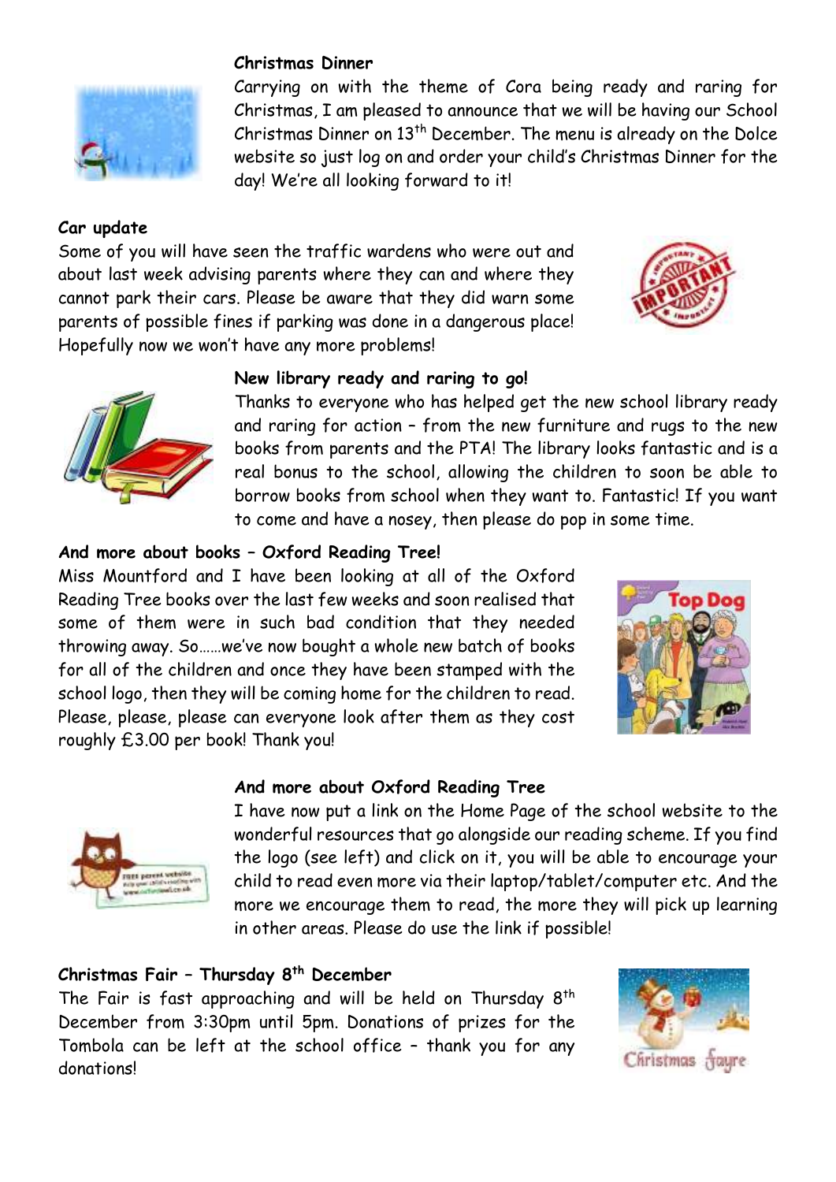### Christmas Dinner

Carrying on with the theme of Cora being ready and raring for Christmas, I am pleased to announce that we will be having our School Christmas Dinner on 13th December. The menu is already on the Dolce website so just log on and order your child's Christmas Dinner for the day! We're all looking forward to it!

### Car update

Some of you will have seen the traffic wardens who were out and about last week advising parents where they can and where they cannot park their cars. Please be aware that they did warn some parents of possible fines if parking was done in a dangerous place! Hopefully now we won't have any more problems!

### New library ready and raring to go!

Thanks to everyone who has helped get the new school library ready and raring for action – from the new furniture and rugs to the new books from parents and the PTA! The library looks fantastic and is a real bonus to the school, allowing the children to soon be able to borrow books from school when they want to. Fantastic! If you want to come and have a nosey, then please do pop in some time.

### And more about books – Oxford Reading Tree!

Miss Mountford and I have been looking at all of the Oxford Reading Tree books over the last few weeks and soon realised that some of them were in such bad condition that they needed throwing away. So……we've now bought a whole new batch of books for all of the children and once they have been stamped with the school logo, then they will be coming home for the children to read. Please, please, please can everyone look after them as they cost roughly £3.00 per book! Thank you!

### And more about Oxford Reading Tree

I have now put a link on the Home Page of the school website to the wonderful resources that go alongside our reading scheme. If you find the logo (see left) and click on it, you will be able to encourage your child to read even more via their laptop/tablet/computer etc. And the more we encourage them to read, the more they will pick up learning in other areas. Please do use the link if possible!

### Christmas Fair – Thursday 8th December

The Fair is fast approaching and will be held on Thursday 8th December from 3:30pm until 5pm. Donations of prizes for the Tombola can be left at the school office – thank you for any donations!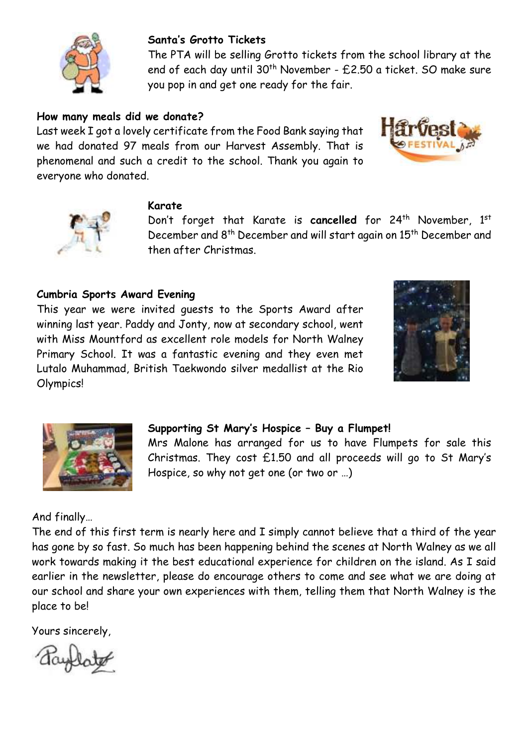### Santa's Grotto Tickets

The PTA will be selling Grotto tickets from the school library at the end of each day until 30th November - £2.50 a ticket. SO make sure you pop in and get one ready for the fair.

### How many meals did we donate?

Last week I got a lovely certificate from the Food Bank saying that we had donated 97 meals from our Harvest Assembly. That is phenomenal and such a credit to the school. Thank you again to everyone who donated.

### Karate

Don't forget that Karate is **cancelled** for 24th November, 1st December and 8th December and will start again on 15th December and then after Christmas.

### Cumbria Sports Award Evening

This year we were invited guests to the Sports Award after winning last year. Paddy and Jonty, now at secondary school, went with Miss Mountford as excellent role models for North Walney Primary School. It was a fantastic evening and they even met Lutalo Muhammad, British Taekwondo silver medallist at the Rio Olympics!

### Supporting St Mary's Hospice – Buy a Flumpet!

Mrs Malone has arranged for us to have Flumpets for sale this Christmas. They cost £1.50 and all proceeds will go to St Mary's Hospice, so why not get one (or two or …)

And finally…

The end of this first term is nearly here and I simply cannot believe that a third of the year has gone by so fast. So much has been happening behind the scenes at North Walney as we all work towards making it the best educational experience for children on the island. As I said earlier in the newsletter, please do encourage others to come and see what we are doing at our school and share your own experiences with them, telling them that North Walney is the place to be!

Yours sincerely,